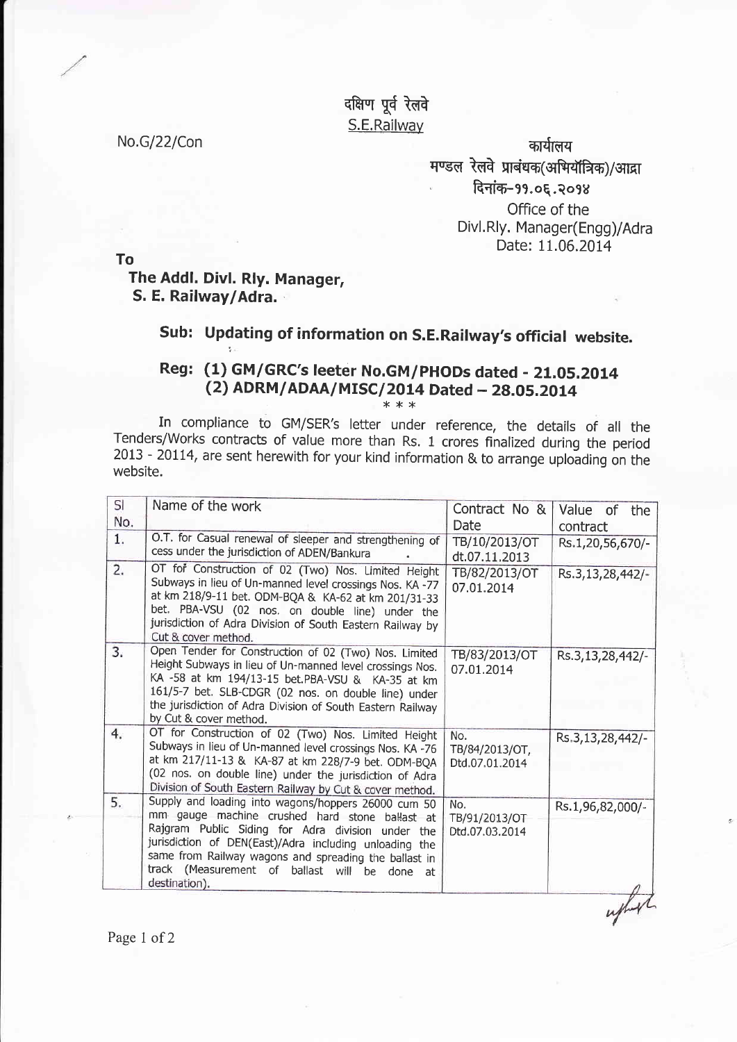दक्षिण पूर्व रेलवे
S.E.Railway

No.G/22/Con

कार्यालय
मण्डल रेलवे प्रबंधक(अभियॉत्रिक)/आद्रा
दिनांक-११.०६.२०१४
Office of the
Divl.Rly. Manager(Engg)/Adra
Date: 11.06.2014

**To**
**The Addl. Divl. Rly. Manager,**
**S. E. Railway/Adra.**

## Sub: Updating of information on S.E.Railway's official website.

## Reg: (1) GM/GRC's leeter No.GM/PHODs dated - 21.05.2014
## (2) ADRM/ADAA/MISC/2014 Dated – 28.05.2014

\* \* \*

In compliance to GM/SER's letter under reference, the details of all the Tenders/Works contracts of value more than Rs. 1 crores finalized during the period 2013 - 20114, are sent herewith for your kind information & to arrange uploading on the website.

| Sl No. | Name of the work | Contract No & Date | Value of the contract |
|---|---|---|---|
| 1. | O.T. for Casual renewal of sleeper and strengthening of cess under the jurisdiction of ADEN/Bankura | TB/10/2013/OT dt.07.11.2013 | Rs.1,20,56,670/- |
| 2. | OT fof Construction of 02 (Two) Nos. Limited Height Subways in lieu of Un-manned level crossings Nos. KA -77 at km 218/9-11 bet. ODM-BQA & KA-62 at km 201/31-33 bet. PBA-VSU (02 nos. on double line) under the jurisdiction of Adra Division of South Eastern Railway by Cut & cover method. | TB/82/2013/OT 07.01.2014 | Rs.3,13,28,442/- |
| 3. | Open Tender for Construction of 02 (Two) Nos. Limited Height Subways in lieu of Un-manned level crossings Nos. KA -58 at km 194/13-15 bet.PBA-VSU & KA-35 at km 161/5-7 bet. SLB-CDGR (02 nos. on double line) under the jurisdiction of Adra Division of South Eastern Railway by Cut & cover method. | TB/83/2013/OT 07.01.2014 | Rs.3,13,28,442/- |
| 4. | OT for Construction of 02 (Two) Nos. Limited Height Subways in lieu of Un-manned level crossings Nos. KA -76 at km 217/11-13 & KA-87 at km 228/7-9 bet. ODM-BQA (02 nos. on double line) under the jurisdiction of Adra Division of South Eastern Railway by Cut & cover method. | No. TB/84/2013/OT, Dtd.07.01.2014 | Rs.3,13,28,442/- |
| 5. | Supply and loading into wagons/hoppers 26000 cum 50 mm gauge machine crushed hard stone ballast at Rajgram Public Siding for Adra division under the jurisdiction of DEN(East)/Adra including unloading the same from Railway wagons and spreading the ballast in track (Measurement of ballast will be done at destination). | No. TB/91/2013/OT Dtd.07.03.2014 | Rs.1,96,82,000/- |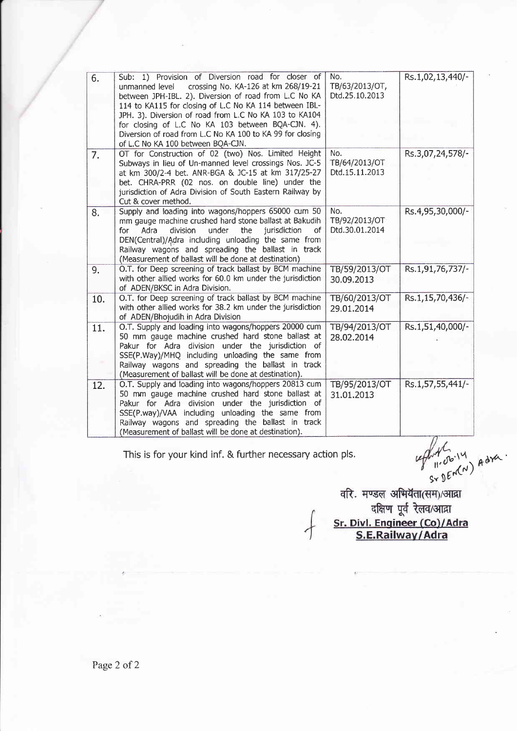| | | | |
|---|---|---|---|
| 6. | Sub: 1) Provision of Diversion road for closer of unmanned level crossing No. KA-126 at km 268/19-21 between JPH-IBL. 2). Diversion of road from L.C No KA 114 to KA115 for closing of L.C No KA 114 between IBL-JPH. 3). Diversion of road from L.C No KA 103 to KA104 for closing of L.C No KA 103 between BQA-CJN. 4). Diversion of road from L.C No KA 100 to KA 99 for closing of L.C No KA 100 between BQA-CJN. | No. TB/63/2013/OT, Dtd.25.10.2013 | Rs.1,02,13,440/- |
| 7. | OT for Construction of 02 (two) Nos. Limited Height Subways in lieu of Un-manned level crossings Nos. JC-5 at km 300/2-4 bet. ANR-BGA & JC-15 at km 317/25-27 bet. CHRA-PRR (02 nos. on double line) under the jurisdiction of Adra Division of South Eastern Railway by Cut & cover method. | No. TB/64/2013/OT Dtd.15.11.2013 | Rs.3,07,24,578/- |
| 8. | Supply and loading into wagons/hoppers 65000 cum 50 mm gauge machine crushed hard stone ballast at Bakudih for Adra division under the jurisdiction of DEN(Central)/Adra including unloading the same from Railway wagons and spreading the ballast in track (Measurement of ballast will be done at destination) | No. TB/92/2013/OT Dtd.30.01.2014 | Rs.4,95,30,000/- |
| 9. | O.T. for Deep screening of track ballast by BCM machine with other allied works for 60.0 km under the jurisdiction of ADEN/BKSC in Adra Division. | TB/59/2013/OT 30.09.2013 | Rs.1,91,76,737/- |
| 10. | O.T. for Deep screening of track ballast by BCM machine with other allied works for 38.2 km under the jurisdiction of ADEN/Bhojudih in Adra Division | TB/60/2013/OT 29.01.2014 | Rs.1,15,70,436/- |
| 11. | O.T. Supply and loading into wagons/hoppers 20000 cum 50 mm gauge machine crushed hard stone ballast at Pakur for Adra division under the jurisdiction of SSE(P.Way)/MHQ including unloading the same from Railway wagons and spreading the ballast in track (Measurement of ballast will be done at destination). | TB/94/2013/OT 28.02.2014 | Rs.1,51,40,000/- |
| 12. | O.T. Supply and loading into wagons/hoppers 20813 cum 50 mm gauge machine crushed hard stone ballast at Pakur for Adra division under the jurisdiction of SSE(P.way)/VAA including unloading the same from Railway wagons and spreading the ballast in track (Measurement of ballast will be done at destination). | TB/95/2013/OT 31.01.2013 | Rs.1,57,55,441/- |

This is for your kind inf. & further necessary action pls.

11.06.14
Sr DEN(N) Adra.

वरि. मण्डल अभियंता(सम)/आद्रा
दक्षिण पूर्व रेलव/आद्रा
**Sr. Divl. Engineer (Co)/Adra**
**S.E.Railway/Adra**